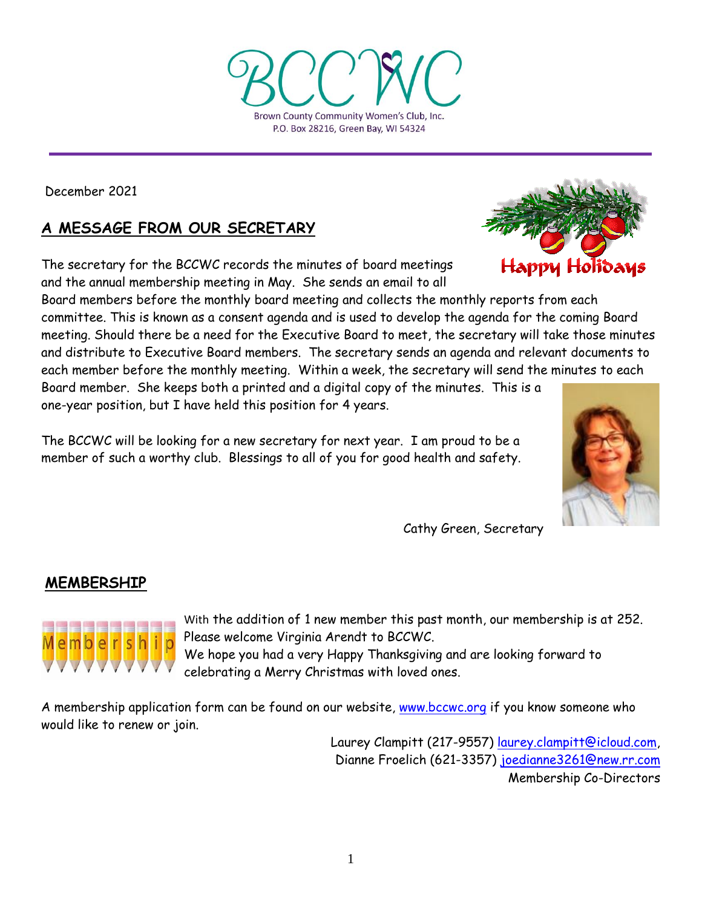# BCCWC

Brown County Community Women's Club, Inc.
P.O. Box 28216, Green Bay, WI 54324

---

December 2021

## A MESSAGE FROM OUR SECRETARY

Happy Holidays

The secretary for the BCCWC records the minutes of board meetings and the annual membership meeting in May. She sends an email to all Board members before the monthly board meeting and collects the monthly reports from each committee. This is known as a consent agenda and is used to develop the agenda for the coming Board meeting. Should there be a need for the Executive Board to meet, the secretary will take those minutes and distribute to Executive Board members. The secretary sends an agenda and relevant documents to each member before the monthly meeting. Within a week, the secretary will send the minutes to each Board member. She keeps both a printed and a digital copy of the minutes. This is a one-year position, but I have held this position for 4 years.

The BCCWC will be looking for a new secretary for next year. I am proud to be a member of such a worthy club. Blessings to all of you for good health and safety.

Cathy Green, Secretary

## MEMBERSHIP

With the addition of 1 new member this past month, our membership is at 252. Please welcome Virginia Arendt to BCCWC.
We hope you had a very Happy Thanksgiving and are looking forward to celebrating a Merry Christmas with loved ones.

A membership application form can be found on our website, www.bccwc.org if you know someone who would like to renew or join.

Laurey Clampitt (217-9557) laurey.clampitt@icloud.com,
Dianne Froelich (621-3357) joedianne3261@new.rr.com
Membership Co-Directors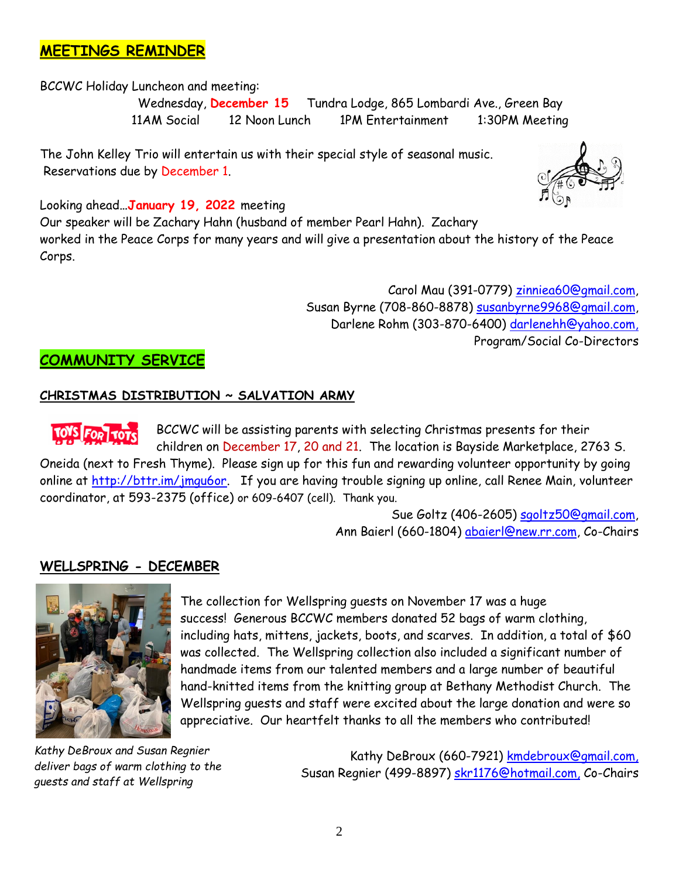## MEETINGS REMINDER

BCCWC Holiday Luncheon and meeting:

Wednesday, **December 15** Tundra Lodge, 865 Lombardi Ave., Green Bay
11AM Social 12 Noon Lunch 1PM Entertainment 1:30PM Meeting

The John Kelley Trio will entertain us with their special style of seasonal music. Reservations due by December 1.

Looking ahead…**January 19, 2022** meeting
Our speaker will be Zachary Hahn (husband of member Pearl Hahn). Zachary worked in the Peace Corps for many years and will give a presentation about the history of the Peace Corps.

Carol Mau (391-0779) zinniea60@gmail.com,
Susan Byrne (708-860-8878) susanbyrne9968@gmail.com,
Darlene Rohm (303-870-6400) darlenehh@yahoo.com,
Program/Social Co-Directors

## COMMUNITY SERVICE

### CHRISTMAS DISTRIBUTION ~ SALVATION ARMY

BCCWC will be assisting parents with selecting Christmas presents for their children on December 17, 20 and 21. The location is Bayside Marketplace, 2763 S. Oneida (next to Fresh Thyme). Please sign up for this fun and rewarding volunteer opportunity by going online at http://bttr.im/jmgu6or. If you are having trouble signing up online, call Renee Main, volunteer coordinator, at 593-2375 (office) or 609-6407 (cell). Thank you.

Sue Goltz (406-2605) sgoltz50@gmail.com,
Ann Baierl (660-1804) abaierl@new.rr.com, Co-Chairs

### WELLSPRING - DECEMBER

The collection for Wellspring guests on November 17 was a huge success! Generous BCCWC members donated 52 bags of warm clothing, including hats, mittens, jackets, boots, and scarves. In addition, a total of $60 was collected. The Wellspring collection also included a significant number of handmade items from our talented members and a large number of beautiful hand-knitted items from the knitting group at Bethany Methodist Church. The Wellspring guests and staff were excited about the large donation and were so appreciative. Our heartfelt thanks to all the members who contributed!

*Kathy DeBroux and Susan Regnier deliver bags of warm clothing to the guests and staff at Wellspring*

Kathy DeBroux (660-7921) kmdebroux@gmail.com,
Susan Regnier (499-8897) skr1176@hotmail.com, Co-Chairs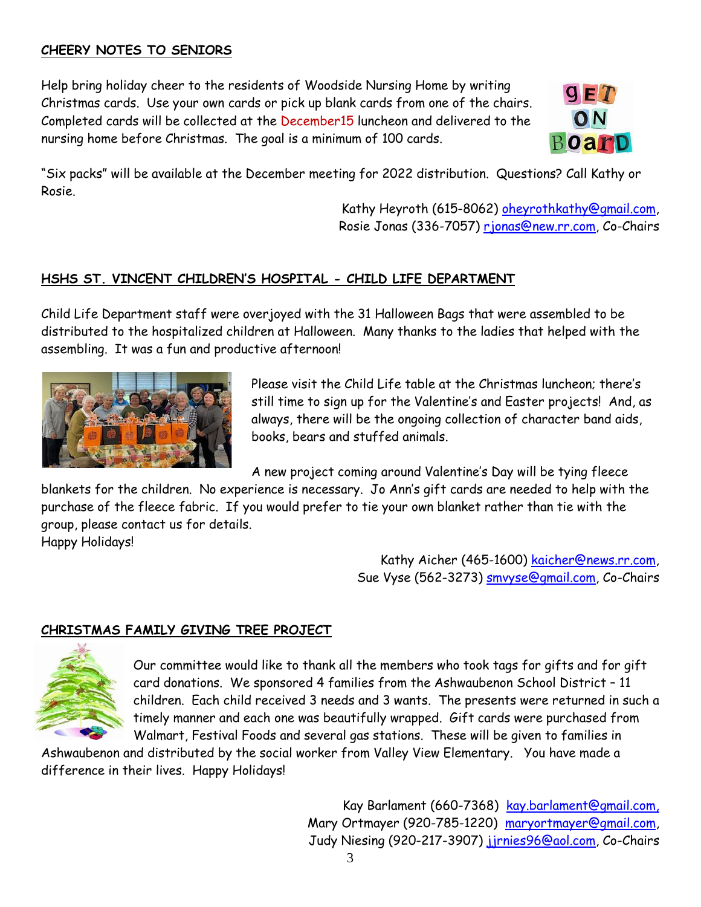## CHEERY NOTES TO SENIORS

Help bring holiday cheer to the residents of Woodside Nursing Home by writing Christmas cards. Use your own cards or pick up blank cards from one of the chairs. Completed cards will be collected at the December15 luncheon and delivered to the nursing home before Christmas. The goal is a minimum of 100 cards.

"Six packs" will be available at the December meeting for 2022 distribution. Questions? Call Kathy or Rosie.

Kathy Heyroth (615-8062) oheyrothkathy@gmail.com,
Rosie Jonas (336-7057) rjonas@new.rr.com, Co-Chairs

## HSHS ST. VINCENT CHILDREN'S HOSPITAL - CHILD LIFE DEPARTMENT

Child Life Department staff were overjoyed with the 31 Halloween Bags that were assembled to be distributed to the hospitalized children at Halloween. Many thanks to the ladies that helped with the assembling. It was a fun and productive afternoon!

Please visit the Child Life table at the Christmas luncheon; there's still time to sign up for the Valentine's and Easter projects! And, as always, there will be the ongoing collection of character band aids, books, bears and stuffed animals.

A new project coming around Valentine's Day will be tying fleece blankets for the children. No experience is necessary. Jo Ann's gift cards are needed to help with the purchase of the fleece fabric. If you would prefer to tie your own blanket rather than tie with the group, please contact us for details.
Happy Holidays!

Kathy Aicher (465-1600) kaicher@news.rr.com,
Sue Vyse (562-3273) smvyse@gmail.com, Co-Chairs

## CHRISTMAS FAMILY GIVING TREE PROJECT

Our committee would like to thank all the members who took tags for gifts and for gift card donations. We sponsored 4 families from the Ashwaubenon School District – 11 children. Each child received 3 needs and 3 wants. The presents were returned in such a timely manner and each one was beautifully wrapped. Gift cards were purchased from Walmart, Festival Foods and several gas stations. These will be given to families in Ashwaubenon and distributed by the social worker from Valley View Elementary. You have made a difference in their lives. Happy Holidays!

Kay Barlament (660-7368) kay.barlament@gmail.com,
Mary Ortmayer (920-785-1220) maryortmayer@gmail.com,
Judy Niesing (920-217-3907) jjrnies96@aol.com, Co-Chairs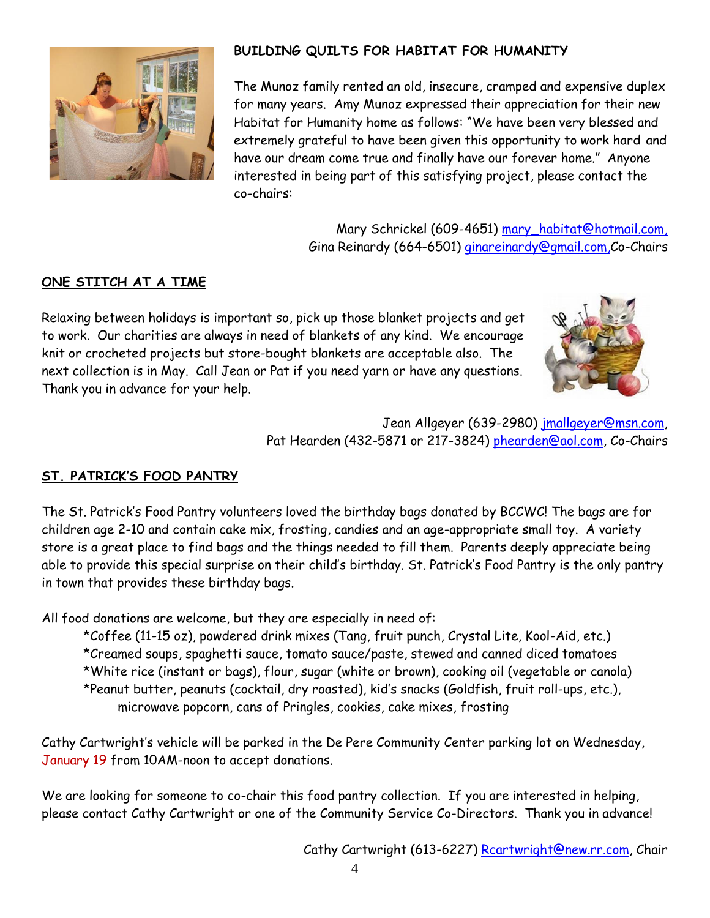## BUILDING QUILTS FOR HABITAT FOR HUMANITY

The Munoz family rented an old, insecure, cramped and expensive duplex for many years. Amy Munoz expressed their appreciation for their new Habitat for Humanity home as follows: "We have been very blessed and extremely grateful to have been given this opportunity to work hard and have our dream come true and finally have our forever home." Anyone interested in being part of this satisfying project, please contact the co-chairs:

Mary Schrickel (609-4651) mary_habitat@hotmail.com,
Gina Reinardy (664-6501) ginareinardy@gmail.com, Co-Chairs

## ONE STITCH AT A TIME

Relaxing between holidays is important so, pick up those blanket projects and get to work. Our charities are always in need of blankets of any kind. We encourage knit or crocheted projects but store-bought blankets are acceptable also. The next collection is in May. Call Jean or Pat if you need yarn or have any questions. Thank you in advance for your help.

Jean Allgeyer (639-2980) jmallgeyer@msn.com,
Pat Hearden (432-5871 or 217-3824) phearden@aol.com, Co-Chairs

## ST. PATRICK'S FOOD PANTRY

The St. Patrick's Food Pantry volunteers loved the birthday bags donated by BCCWC! The bags are for children age 2-10 and contain cake mix, frosting, candies and an age-appropriate small toy. A variety store is a great place to find bags and the things needed to fill them. Parents deeply appreciate being able to provide this special surprise on their child's birthday. St. Patrick's Food Pantry is the only pantry in town that provides these birthday bags.

All food donations are welcome, but they are especially in need of:

- *Coffee (11-15 oz), powdered drink mixes (Tang, fruit punch, Crystal Lite, Kool-Aid, etc.)
- *Creamed soups, spaghetti sauce, tomato sauce/paste, stewed and canned diced tomatoes
- *White rice (instant or bags), flour, sugar (white or brown), cooking oil (vegetable or canola)
- *Peanut butter, peanuts (cocktail, dry roasted), kid's snacks (Goldfish, fruit roll-ups, etc.), microwave popcorn, cans of Pringles, cookies, cake mixes, frosting

Cathy Cartwright's vehicle will be parked in the De Pere Community Center parking lot on Wednesday, January 19 from 10AM-noon to accept donations.

We are looking for someone to co-chair this food pantry collection. If you are interested in helping, please contact Cathy Cartwright or one of the Community Service Co-Directors. Thank you in advance!

Cathy Cartwright (613-6227) Rcartwright@new.rr.com, Chair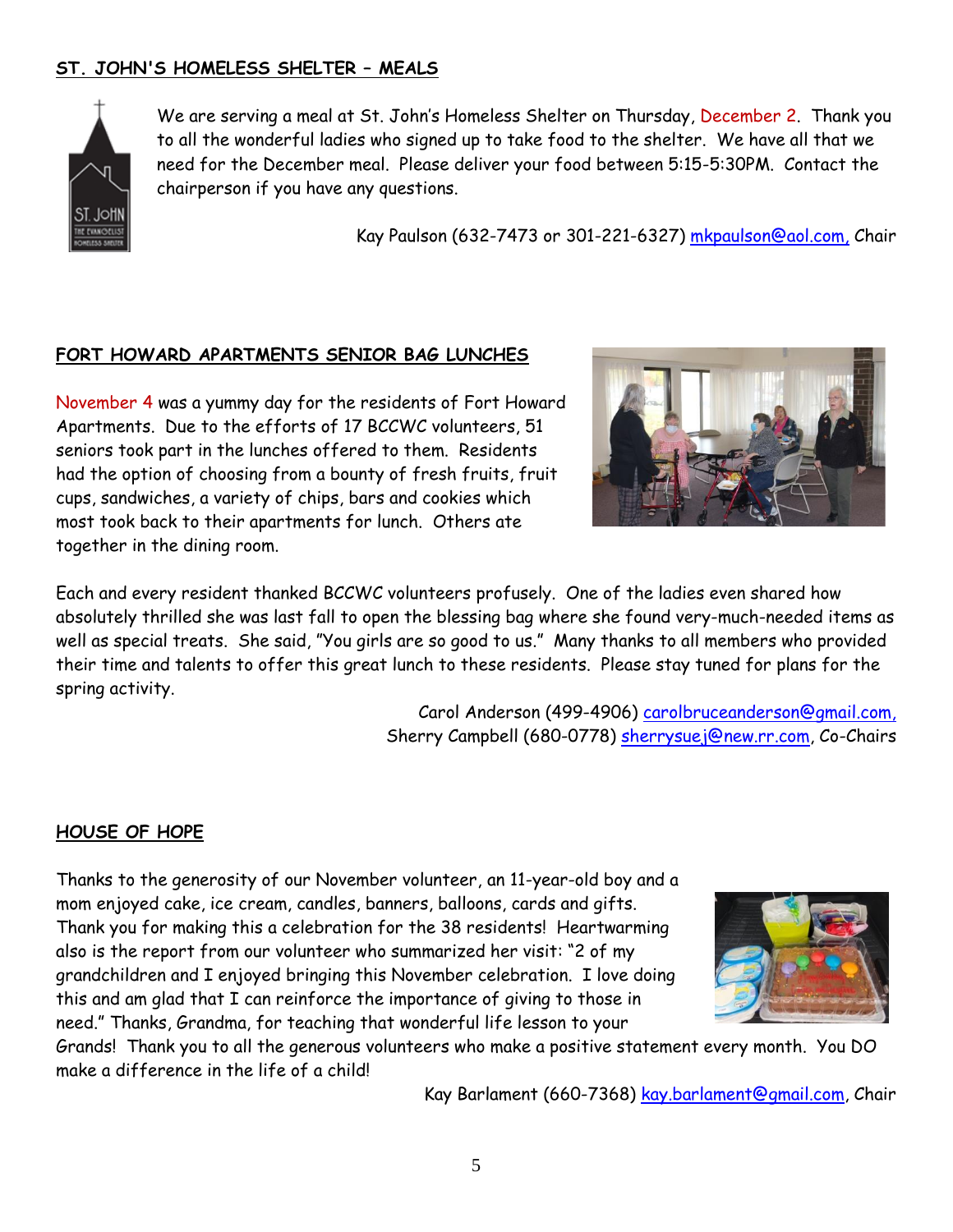## ST. JOHN'S HOMELESS SHELTER – MEALS

We are serving a meal at St. John's Homeless Shelter on Thursday, December 2. Thank you to all the wonderful ladies who signed up to take food to the shelter. We have all that we need for the December meal. Please deliver your food between 5:15-5:30PM. Contact the chairperson if you have any questions.

Kay Paulson (632-7473 or 301-221-6327) mkpaulson@aol.com, Chair

## FORT HOWARD APARTMENTS SENIOR BAG LUNCHES

November 4 was a yummy day for the residents of Fort Howard Apartments. Due to the efforts of 17 BCCWC volunteers, 51 seniors took part in the lunches offered to them. Residents had the option of choosing from a bounty of fresh fruits, fruit cups, sandwiches, a variety of chips, bars and cookies which most took back to their apartments for lunch. Others ate together in the dining room.

Each and every resident thanked BCCWC volunteers profusely. One of the ladies even shared how absolutely thrilled she was last fall to open the blessing bag where she found very-much-needed items as well as special treats. She said, "You girls are so good to us." Many thanks to all members who provided their time and talents to offer this great lunch to these residents. Please stay tuned for plans for the spring activity.

Carol Anderson (499-4906) carolbruceanderson@gmail.com,
Sherry Campbell (680-0778) sherrysuej@new.rr.com, Co-Chairs

## HOUSE OF HOPE

Thanks to the generosity of our November volunteer, an 11-year-old boy and a mom enjoyed cake, ice cream, candles, banners, balloons, cards and gifts. Thank you for making this a celebration for the 38 residents! Heartwarming also is the report from our volunteer who summarized her visit: "2 of my grandchildren and I enjoyed bringing this November celebration. I love doing this and am glad that I can reinforce the importance of giving to those in need." Thanks, Grandma, for teaching that wonderful life lesson to your Grands! Thank you to all the generous volunteers who make a positive statement every month. You DO make a difference in the life of a child!

Kay Barlament (660-7368) kay.barlament@gmail.com, Chair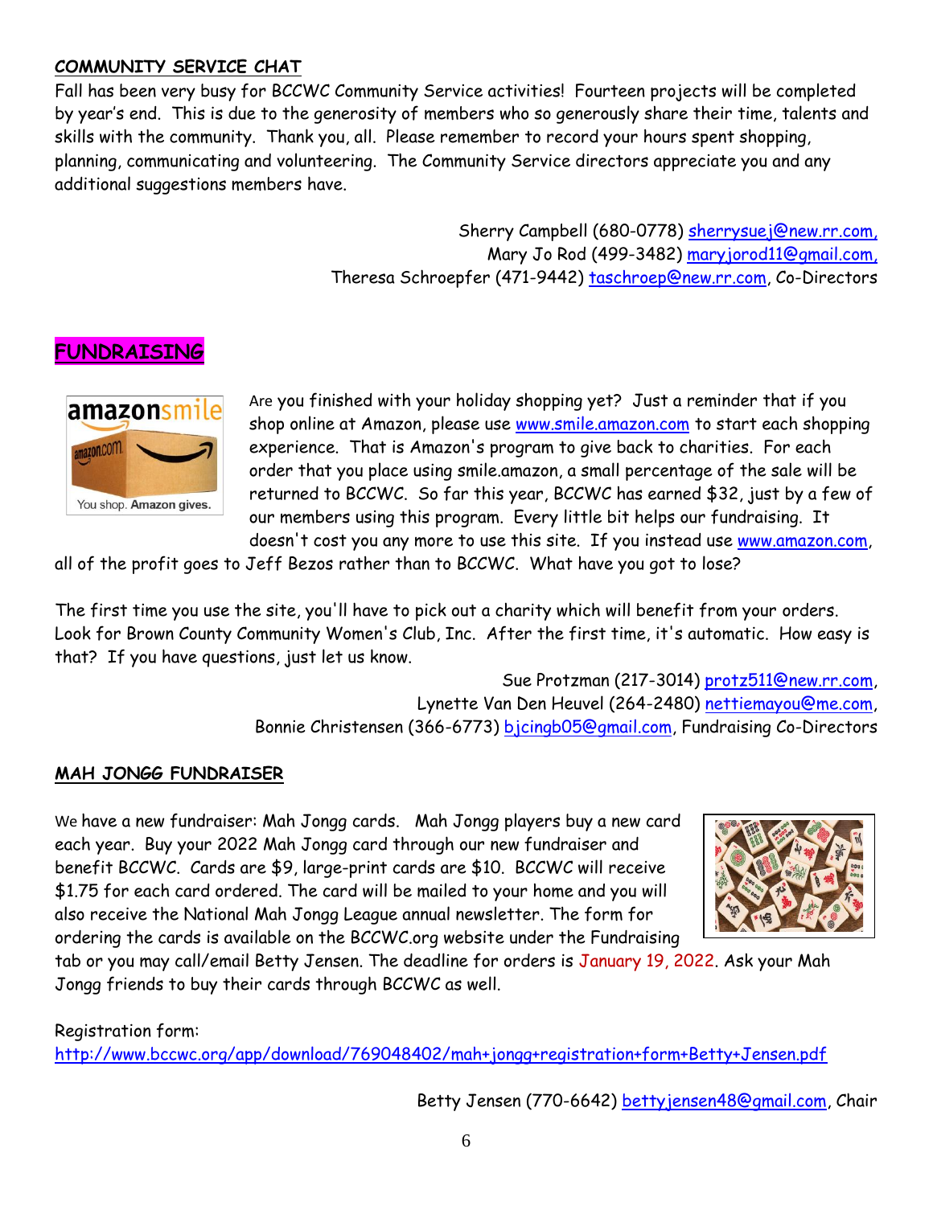**COMMUNITY SERVICE CHAT**

Fall has been very busy for BCCWC Community Service activities! Fourteen projects will be completed by year's end. This is due to the generosity of members who so generously share their time, talents and skills with the community. Thank you, all. Please remember to record your hours spent shopping, planning, communicating and volunteering. The Community Service directors appreciate you and any additional suggestions members have.

Sherry Campbell (680-0778) sherrysuej@new.rr.com,
Mary Jo Rod (499-3482) maryjorod11@gmail.com,
Theresa Schroepfer (471-9442) taschroep@new.rr.com, Co-Directors

**FUNDRAISING**

Are you finished with your holiday shopping yet? Just a reminder that if you shop online at Amazon, please use www.smile.amazon.com to start each shopping experience. That is Amazon's program to give back to charities. For each order that you place using smile.amazon, a small percentage of the sale will be returned to BCCWC. So far this year, BCCWC has earned $32, just by a few of our members using this program. Every little bit helps our fundraising. It doesn't cost you any more to use this site. If you instead use www.amazon.com, all of the profit goes to Jeff Bezos rather than to BCCWC. What have you got to lose?

The first time you use the site, you'll have to pick out a charity which will benefit from your orders. Look for Brown County Community Women's Club, Inc. After the first time, it's automatic. How easy is that? If you have questions, just let us know.

Sue Protzman (217-3014) protz511@new.rr.com,
Lynette Van Den Heuvel (264-2480) nettiemayou@me.com,
Bonnie Christensen (366-6773) bjcingb05@gmail.com, Fundraising Co-Directors

**MAH JONGG FUNDRAISER**

We have a new fundraiser: Mah Jongg cards. Mah Jongg players buy a new card each year. Buy your 2022 Mah Jongg card through our new fundraiser and benefit BCCWC. Cards are $9, large-print cards are $10. BCCWC will receive $1.75 for each card ordered. The card will be mailed to your home and you will also receive the National Mah Jongg League annual newsletter. The form for ordering the cards is available on the BCCWC.org website under the Fundraising tab or you may call/email Betty Jensen. The deadline for orders is January 19, 2022. Ask your Mah Jongg friends to buy their cards through BCCWC as well.

Registration form:
http://www.bccwc.org/app/download/769048402/mah+jongg+registration+form+Betty+Jensen.pdf

Betty Jensen (770-6642) bettyjensen48@gmail.com, Chair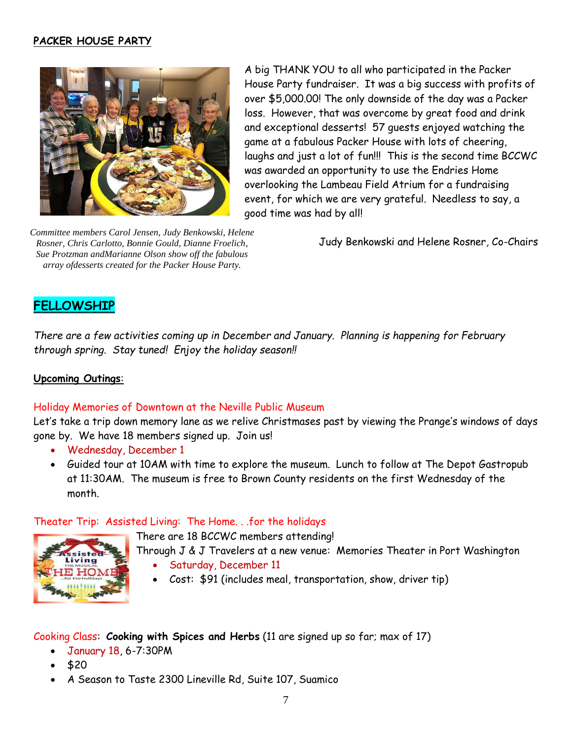**PACKER HOUSE PARTY**

A big THANK YOU to all who participated in the Packer House Party fundraiser. It was a big success with profits of over $5,000.00! The only downside of the day was a Packer loss. However, that was overcome by great food and drink and exceptional desserts! 57 guests enjoyed watching the game at a fabulous Packer House with lots of cheering, laughs and just a lot of fun!!! This is the second time BCCWC was awarded an opportunity to use the Endries Home overlooking the Lambeau Field Atrium for a fundraising event, for which we are very grateful. Needless to say, a good time was had by all!

Judy Benkowski and Helene Rosner, Co-Chairs

*Committee members Carol Jensen, Judy Benkowski, Helene Rosner, Chris Carlotto, Bonnie Gould, Dianne Froelich, Sue Protzman andMarianne Olson show off the fabulous array ofdesserts created for the Packer House Party.*

## FELLOWSHIP

*There are a few activities coming up in December and January. Planning is happening for February through spring. Stay tuned! Enjoy the holiday season!!*

**Upcoming Outings**:

Holiday Memories of Downtown at the Neville Public Museum

Let's take a trip down memory lane as we relive Christmases past by viewing the Prange's windows of days gone by. We have 18 members signed up. Join us!

- Wednesday, December 1
- Guided tour at 10AM with time to explore the museum. Lunch to follow at The Depot Gastropub at 11:30AM. The museum is free to Brown County residents on the first Wednesday of the month.

Theater Trip: Assisted Living: The Home. . .for the holidays

There are 18 BCCWC members attending!

Through J & J Travelers at a new venue: Memories Theater in Port Washington

- Saturday, December 11
- Cost: $91 (includes meal, transportation, show, driver tip)

Cooking Class: **Cooking with Spices and Herbs** (11 are signed up so far; max of 17)

- January 18, 6-7:30PM
- $20
- A Season to Taste 2300 Lineville Rd, Suite 107, Suamico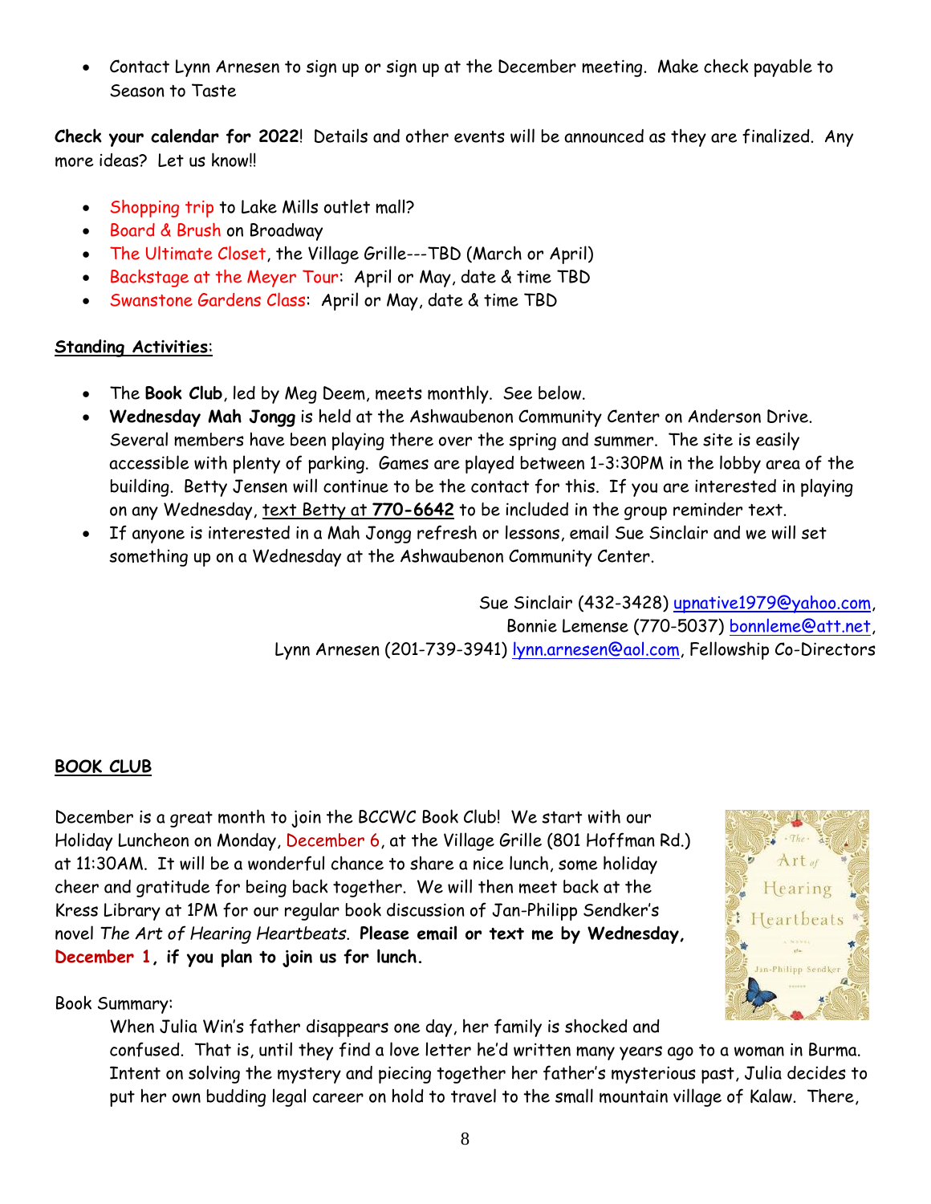- Contact Lynn Arnesen to sign up or sign up at the December meeting. Make check payable to Season to Taste

**Check your calendar for 2022**! Details and other events will be announced as they are finalized. Any more ideas? Let us know!!

- Shopping trip to Lake Mills outlet mall?
- Board & Brush on Broadway
- The Ultimate Closet, the Village Grille---TBD (March or April)
- Backstage at the Meyer Tour: April or May, date & time TBD
- Swanstone Gardens Class: April or May, date & time TBD

**Standing Activities**:

- The **Book Club**, led by Meg Deem, meets monthly. See below.
- **Wednesday Mah Jongg** is held at the Ashwaubenon Community Center on Anderson Drive. Several members have been playing there over the spring and summer. The site is easily accessible with plenty of parking. Games are played between 1-3:30PM in the lobby area of the building. Betty Jensen will continue to be the contact for this. If you are interested in playing on any Wednesday, text Betty at **770-6642** to be included in the group reminder text.
- If anyone is interested in a Mah Jongg refresh or lessons, email Sue Sinclair and we will set something up on a Wednesday at the Ashwaubenon Community Center.

Sue Sinclair (432-3428) upnative1979@yahoo.com,
Bonnie Lemense (770-5037) bonnleme@att.net,
Lynn Arnesen (201-739-3941) lynn.arnesen@aol.com, Fellowship Co-Directors

**BOOK CLUB**

December is a great month to join the BCCWC Book Club! We start with our Holiday Luncheon on Monday, December 6, at the Village Grille (801 Hoffman Rd.) at 11:30AM. It will be a wonderful chance to share a nice lunch, some holiday cheer and gratitude for being back together. We will then meet back at the Kress Library at 1PM for our regular book discussion of Jan-Philipp Sendker's novel *The Art of Hearing Heartbeats*. **Please email or text me by Wednesday, December 1, if you plan to join us for lunch.**

Book Summary:

When Julia Win's father disappears one day, her family is shocked and confused. That is, until they find a love letter he'd written many years ago to a woman in Burma. Intent on solving the mystery and piecing together her father's mysterious past, Julia decides to put her own budding legal career on hold to travel to the small mountain village of Kalaw. There,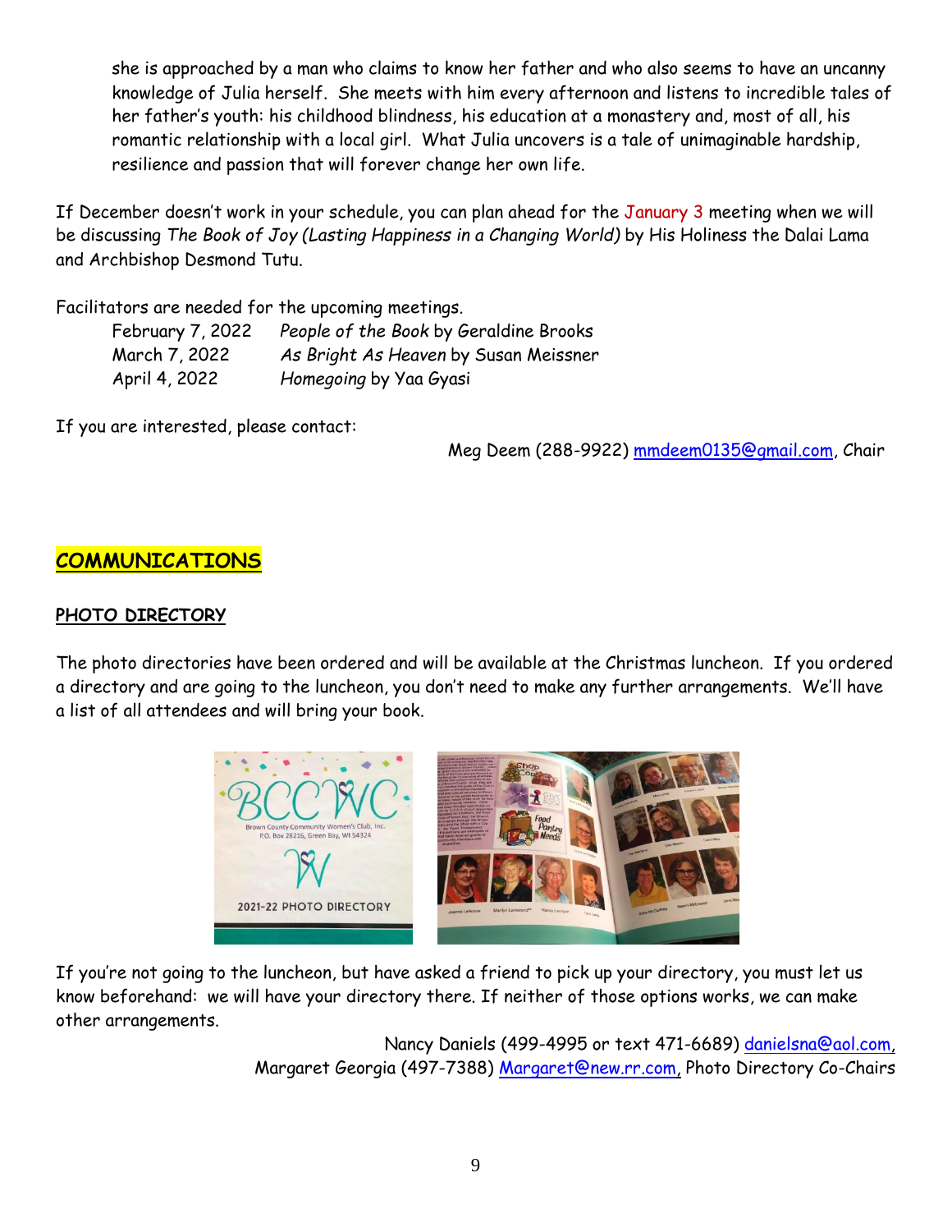she is approached by a man who claims to know her father and who also seems to have an uncanny knowledge of Julia herself. She meets with him every afternoon and listens to incredible tales of her father's youth: his childhood blindness, his education at a monastery and, most of all, his romantic relationship with a local girl. What Julia uncovers is a tale of unimaginable hardship, resilience and passion that will forever change her own life.

If December doesn't work in your schedule, you can plan ahead for the January 3 meeting when we will be discussing *The Book of Joy (Lasting Happiness in a Changing World)* by His Holiness the Dalai Lama and Archbishop Desmond Tutu.

Facilitators are needed for the upcoming meetings.

| | |
|---|---|
| February 7, 2022 | *People of the Book* by Geraldine Brooks |
| March 7, 2022 | *As Bright As Heaven* by Susan Meissner |
| April 4, 2022 | *Homegoing* by Yaa Gyasi |

If you are interested, please contact:

Meg Deem (288-9922) mmdeem0135@gmail.com, Chair

## COMMUNICATIONS

### PHOTO DIRECTORY

The photo directories have been ordered and will be available at the Christmas luncheon. If you ordered a directory and are going to the luncheon, you don't need to make any further arrangements. We'll have a list of all attendees and will bring your book.

If you're not going to the luncheon, but have asked a friend to pick up your directory, you must let us know beforehand: we will have your directory there. If neither of those options works, we can make other arrangements.

Nancy Daniels (499-4995 or text 471-6689) danielsna@aol.com,
Margaret Georgia (497-7388) Margaret@new.rr.com, Photo Directory Co-Chairs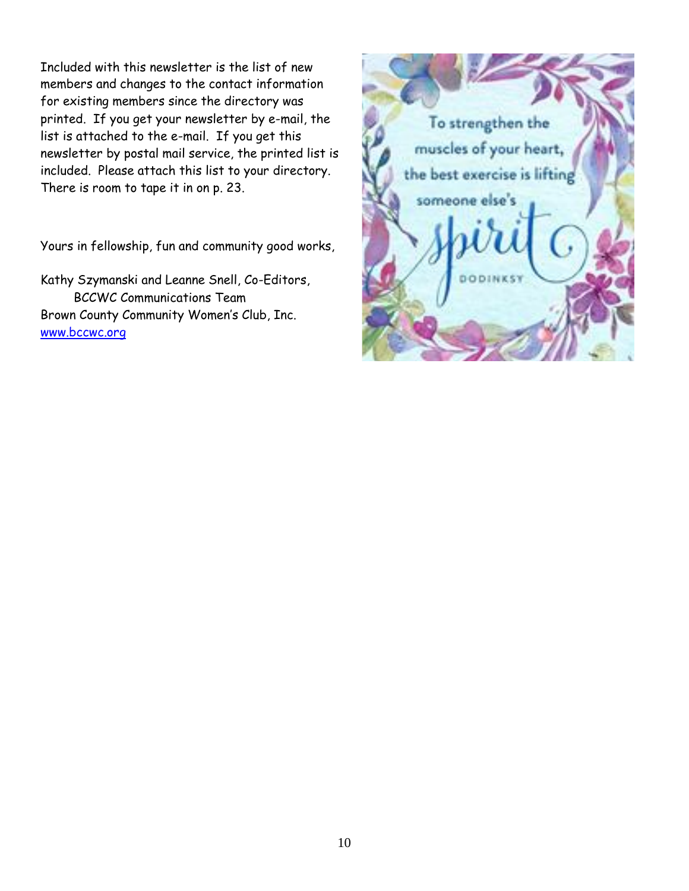Included with this newsletter is the list of new members and changes to the contact information for existing members since the directory was printed. If you get your newsletter by e-mail, the list is attached to the e-mail. If you get this newsletter by postal mail service, the printed list is included. Please attach this list to your directory. There is room to tape it in on p. 23.

Yours in fellowship, fun and community good works,

Kathy Szymanski and Leanne Snell, Co-Editors,
BCCWC Communications Team
Brown County Community Women's Club, Inc.
[www.bccwc.org](http://www.bccwc.org)

To strengthen the muscles of your heart, the best exercise is lifting someone else's spirit

DODINKSY